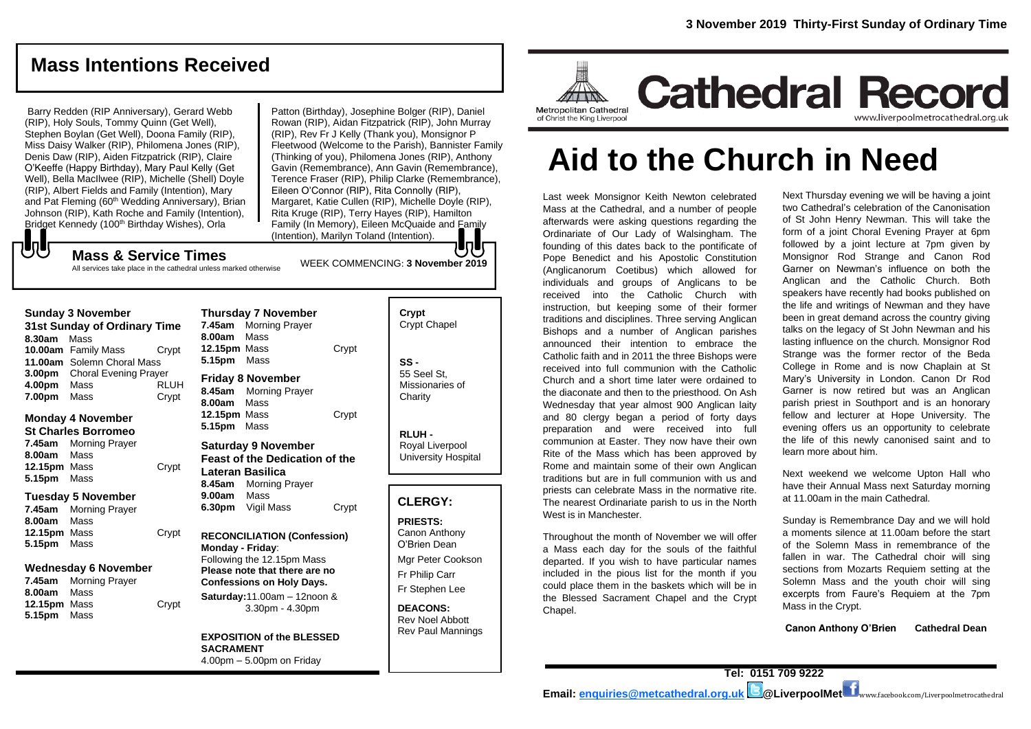3 November 2019 Thirty-First Sunday of Ordinary Time

## Mass Intentions Received

Barry Redden (RIP Anniversary), Gerard Webb (RIP), Holy Souls, Tommy Quinn (Get Well), Stephen Boylan (Get Well), Doona Family (RIP), Miss Daisy Walker (RIP), Philomena Jones (RIP), Denis Daw (RIP), Aiden Fitzpatrick (RIP), Claire O'Keeffe (Happy Birthday), Mary Paul Kelly (Get Well), Bella MacIlwee (RIP), Michelle (Shell) Doyle (RIP), Albert Fields and Family (Intention), Mary and Pat Fleming (60th Wedding Anniversary), Brian Johnson (RIP), Kath Roche and Family (Intention), Bridget Kennedy (100th Birthday Wishes), Orla Patton (Birthday), Josephine Bolger (RIP), Daniel Rowan (RIP), Aidan Fitzpatrick (RIP), John Murray (RIP), Rev Fr J Kelly (Thank you), Monsignor P Fleetwood (Welcome to the Parish), Bannister Family (Thinking of you), Philomena Jones (RIP), Anthony Gavin (Remembrance), Ann Gavin (Remembrance), Terence Fraser (RIP), Philip Clarke (Remembrance), Eileen O'Connor (RIP), Rita Connolly (RIP), Margaret, Katie Cullen (RIP), Michelle Doyle (RIP), Rita Kruge (RIP), Terry Hayes (RIP), Hamilton Family (In Memory), Eileen McQuaide and Family (Intention), Marilyn Toland (Intention).

## Mass & Service Times

All services take place in the cathedral unless marked otherwise

WEEK COMMENCING: **3 November 2019**

**Sunday 3 November**
**31st Sunday of Ordinary Time**
**8.30am** Mass
**10.00am** Family Mass — Crypt
**11.00am** Solemn Choral Mass
**3.00pm** Choral Evening Prayer
**4.00pm** Mass — RLUH
**7.00pm** Mass — Crypt

**Monday 4 November**
**St Charles Borromeo**
**7.45am** Morning Prayer
**8.00am** Mass
**12.15pm** Mass — Crypt
**5.15pm** Mass

**Tuesday 5 November**
**7.45am** Morning Prayer
**8.00am** Mass
**12.15pm** Mass — Crypt
**5.15pm** Mass

**Wednesday 6 November**
**7.45am** Morning Prayer
**8.00am** Mass
**12.15pm** Mass — Crypt
**5.15pm** Mass

**Thursday 7 November**
**7.45am** Morning Prayer
**8.00am** Mass
**12.15pm** Mass — Crypt
**5.15pm** Mass

**Friday 8 November**
**8.45am** Morning Prayer
**8.00am** Mass
**12.15pm** Mass — Crypt
**5.15pm** Mass

**Saturday 9 November**
**Feast of the Dedication of the Lateran Basilica**
**8.45am** Morning Prayer
**9.00am** Mass
**6.30pm** Vigil Mass — Crypt

**RECONCILIATION (Confession)**
**Monday - Friday**:
Following the 12.15pm Mass
**Please note that there are no Confessions on Holy Days.**
**Saturday:** 11.00am – 12noon & 3.30pm - 4.30pm

**EXPOSITION of the BLESSED SACRAMENT**
4.00pm – 5.00pm on Friday

**Crypt**
Crypt Chapel

**SS -**
55 Seel St, Missionaries of Charity

**RLUH -**
Royal Liverpool University Hospital

## CLERGY:

**PRIESTS:**
Canon Anthony O'Brien Dean
Mgr Peter Cookson
Fr Philip Carr
Fr Stephen Lee

**DEACONS:**
Rev Noel Abbott
Rev Paul Mannings

Metropolitan Cathedral of Christ the King Liverpool

# Cathedral Record

www.liverpoolmetrocathedral.org.uk

# Aid to the Church in Need

Last week Monsignor Keith Newton celebrated Mass at the Cathedral, and a number of people afterwards were asking questions regarding the Ordinariate of Our Lady of Walsingham. The founding of this dates back to the pontificate of Pope Benedict and his Apostolic Constitution (Anglicanorum Coetibus) which allowed for individuals and groups of Anglicans to be received into the Catholic Church with instruction, but keeping some of their former traditions and disciplines. Three serving Anglican Bishops and a number of Anglican parishes announced their intention to embrace the Catholic faith and in 2011 the three Bishops were received into full communion with the Catholic Church and a short time later were ordained to the diaconate and then to the priesthood. On Ash Wednesday that year almost 900 Anglican laity and 80 clergy began a period of forty days preparation and were received into full communion at Easter. They now have their own Rite of the Mass which has been approved by Rome and maintain some of their own Anglican traditions but are in full communion with us and priests can celebrate Mass in the normative rite. The nearest Ordinariate parish to us in the North West is in Manchester.

Throughout the month of November we will offer a Mass each day for the souls of the faithful departed. If you wish to have particular names included in the pious list for the month if you could place them in the baskets which will be in the Blessed Sacrament Chapel and the Crypt Chapel.

Next Thursday evening we will be having a joint two Cathedral's celebration of the Canonisation of St John Henry Newman. This will take the form of a joint Choral Evening Prayer at 6pm followed by a joint lecture at 7pm given by Monsignor Rod Strange and Canon Rod Garner on Newman's influence on both the Anglican and the Catholic Church. Both speakers have recently had books published on the life and writings of Newman and they have been in great demand across the country giving talks on the legacy of St John Newman and his lasting influence on the church. Monsignor Rod Strange was the former rector of the Beda College in Rome and is now Chaplain at St Mary's University in London. Canon Dr Rod Garner is now retired but was an Anglican parish priest in Southport and is an honorary fellow and lecturer at Hope University. The evening offers us an opportunity to celebrate the life of this newly canonised saint and to learn more about him.

Next weekend we welcome Upton Hall who have their Annual Mass next Saturday morning at 11.00am in the main Cathedral.

Sunday is Remembrance Day and we will hold a moments silence at 11.00am before the start of the Solemn Mass in remembrance of the fallen in war. The Cathedral choir will sing sections from Mozarts Requiem setting at the Solemn Mass and the youth choir will sing excerpts from Faure's Requiem at the 7pm Mass in the Crypt.

**Canon Anthony O'Brien Cathedral Dean**

**Tel: 0151 709 9222**
**Email: enquiries@metcathedral.org.uk @LiverpoolMet** www.facebook.com/Liverpoolmetrocathedral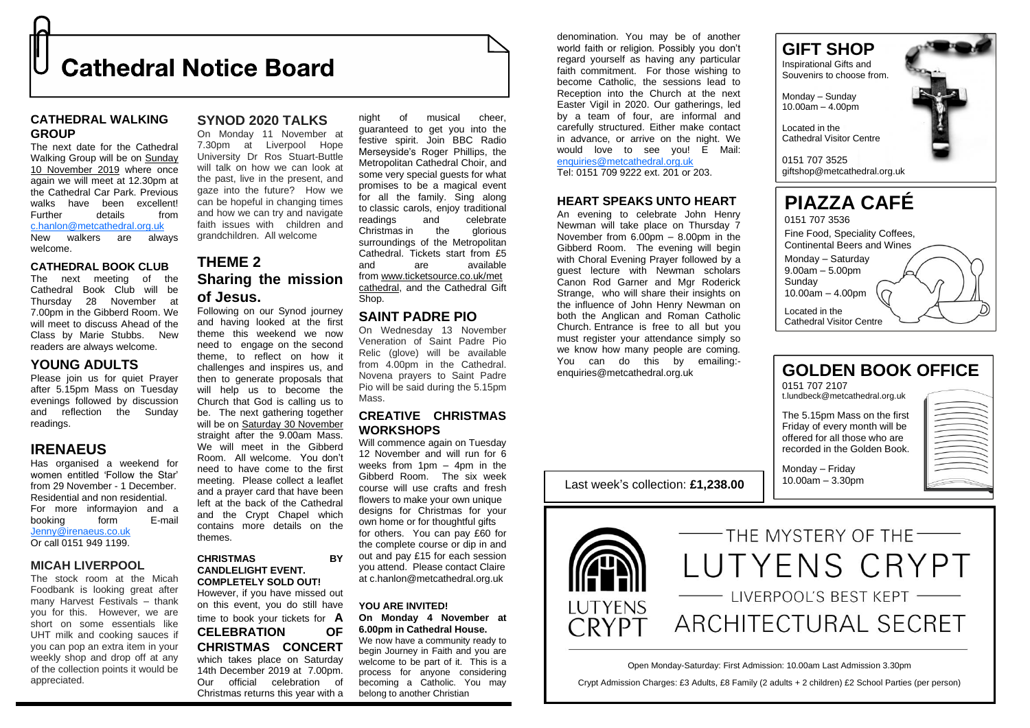# Cathedral Notice Board

## CATHEDRAL WALKING GROUP

The next date for the Cathedral Walking Group will be on Sunday 10 November 2019 where once again we will meet at 12.30pm at the Cathedral Car Park. Previous walks have been excellent! Further details from c.hanlon@metcathedral.org.uk
New walkers are always welcome.

### CATHEDRAL BOOK CLUB

The next meeting of the Cathedral Book Club will be Thursday 28 November at 7.00pm in the Gibberd Room. We will meet to discuss Ahead of the Class by Marie Stubbs. New readers are always welcome.

## YOUNG ADULTS

Please join us for quiet Prayer after 5.15pm Mass on Tuesday evenings followed by discussion and reflection the Sunday readings.

## IRENAEUS

Has organised a weekend for women entitled 'Follow the Star' from 29 November - 1 December. Residential and non residential. For more informayion and a booking form E-mail Jenny@irenaeus.co.uk
Or call 0151 949 1199.

### MICAH LIVERPOOL

The stock room at the Micah Foodbank is looking great after many Harvest Festivals – thank you for this. However, we are short on some essentials like UHT milk and cooking sauces if you can pop an extra item in your weekly shop and drop off at any of the collection points it would be appreciated.

## SYNOD 2020 TALKS

On Monday 11 November at 7.30pm at Liverpool Hope University Dr Ros Stuart-Buttle will talk on how we can look at the past, live in the present, and gaze into the future? How we can be hopeful in changing times and how we can try and navigate faith issues with children and grandchildren. All welcome

## THEME 2 Sharing the mission of Jesus.

Following on our Synod journey and having looked at the first theme this weekend we now need to engage on the second theme, to reflect on how it challenges and inspires us, and then to generate proposals that will help us to become the Church that God is calling us to be. The next gathering together will be on Saturday 30 November straight after the 9.00am Mass. We will meet in the Gibberd Room. All welcome. You don't need to have come to the first meeting. Please collect a leaflet and a prayer card that have been left at the back of the Cathedral and the Crypt Chapel which contains more details on the themes.

**CHRISTMAS BY CANDLELIGHT EVENT. COMPLETELY SOLD OUT!**

However, if you have missed out on this event, you do still have time to book your tickets for **A CELEBRATION OF CHRISTMAS CONCERT** which takes place on Saturday 14th December 2019 at 7.00pm. Our official celebration of Christmas returns this year with a night of musical cheer, guaranteed to get you into the festive spirit. Join BBC Radio Merseyside's Roger Phillips, the Metropolitan Cathedral Choir, and some very special guests for what promises to be a magical event for all the family. Sing along to classic carols, enjoy traditional readings and celebrate Christmas in the glorious surroundings of the Metropolitan Cathedral. Tickets start from £5 and are available from www.ticketsource.co.uk/met cathedral, and the Cathedral Gift Shop.

## SAINT PADRE PIO

On Wednesday 13 November Veneration of Saint Padre Pio Relic (glove) will be available from 4.00pm in the Cathedral. Novena prayers to Saint Padre Pio will be said during the 5.15pm Mass.

### CREATIVE CHRISTMAS WORKSHOPS

Will commence again on Tuesday 12 November and will run for 6 weeks from 1pm – 4pm in the Gibberd Room. The six week course will use crafts and fresh flowers to make your own unique designs for Christmas for your own home or for thoughtful gifts for others. You can pay £60 for the complete course or dip in and out and pay £15 for each session you attend. Please contact Claire at c.hanlon@metcathedral.org.uk

**YOU ARE INVITED!**
**On Monday 4 November at 6.00pm in Cathedral House.**

We now have a community ready to begin Journey in Faith and you are welcome to be part of it. This is a process for anyone considering becoming a Catholic. You may belong to another Christian denomination. You may be of another world faith or religion. Possibly you don't regard yourself as having any particular faith commitment. For those wishing to become Catholic, the sessions lead to Reception into the Church at the next Easter Vigil in 2020. Our gatherings, led by a team of four, are informal and carefully structured. Either make contact in advance, or arrive on the night. We would love to see you! E Mail: enquiries@metcathedral.org.uk
Tel: 0151 709 9222 ext. 201 or 203.

### HEART SPEAKS UNTO HEART

An evening to celebrate John Henry Newman will take place on Thursday 7 November from 6.00pm – 8.00pm in the Gibberd Room. The evening will begin with Choral Evening Prayer followed by a guest lecture with Newman scholars Canon Rod Garner and Mgr Roderick Strange, who will share their insights on the influence of John Henry Newman on both the Anglican and Roman Catholic Church. Entrance is free to all but you must register your attendance simply so we know how many people are coming. You can do this by emailing:- enquiries@metcathedral.org.uk

## GIFT SHOP

Inspirational Gifts and Souvenirs to choose from.

Monday – Sunday
10.00am – 4.00pm

Located in the Cathedral Visitor Centre

0151 707 3525
giftshop@metcathedral.org.uk

# PIAZZA CAFÉ

0151 707 3536

Fine Food, Speciality Coffees, Continental Beers and Wines

Monday – Saturday
9.00am – 5.00pm
Sunday
10.00am – 4.00pm

Located in the Cathedral Visitor Centre

## GOLDEN BOOK OFFICE

0151 707 2107
t.lundbeck@metcathedral.org.uk

The 5.15pm Mass on the first Friday of every month will be offered for all those who are recorded in the Golden Book.

Monday – Friday
10.00am – 3.30pm

Last week's collection: **£1,238.00**

LUTYENS CRYPT

THE MYSTERY OF THE LUTYENS CRYPT
LIVERPOOL'S BEST KEPT ARCHITECTURAL SECRET

Open Monday-Saturday: First Admission: 10.00am Last Admission 3.30pm

Crypt Admission Charges: £3 Adults, £8 Family (2 adults + 2 children) £2 School Parties (per person)